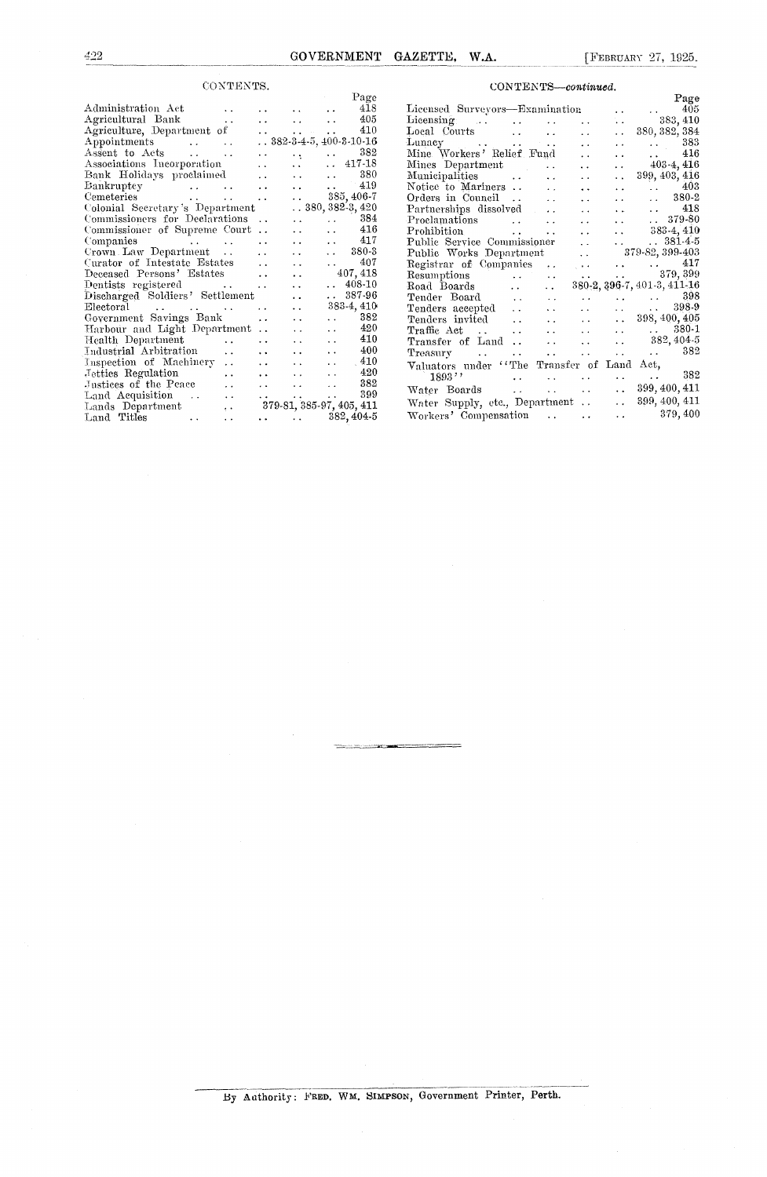## CONTENTS.

| | Page |
|---|---|
| Administration Act | 418 |
| Agricultural Bank | 405 |
| Agriculture, Department of | 410 |
| Appointments | 382-3-4-5, 400-3-10-16 |
| Assent to Acts | 382 |
| Associations Incorporation | 417-18 |
| Bank Holidays proclaimed | 380 |
| Bankruptcy | 419 |
| Cemeteries | 385, 406-7 |
| Colonial Secretary's Department | 380, 382-3, 420 |
| Commissioners for Declarations | 384 |
| Commissioner of Supreme Court | 416 |
| Companies | 417 |
| Crown Law Department | 380-3 |
| Curator of Intestate Estates | 407 |
| Deceased Persons' Estates | 407, 418 |
| Dentists registered | 408-10 |
| Discharged Soldiers' Settlement | 387-96 |
| Electoral | 383-4, 410 |
| Government Savings Bank | 382 |
| Harbour and Light Department | 420 |
| Health Department | 410 |
| Industrial Arbitration | 400 |
| Inspection of Machinery | 410 |
| Jetties Regulation | 420 |
| Justices of the Peace | 382 |
| Land Acquisition | 399 |
| Lands Department | 379-81, 385-97, 405, 411 |
| Land Titles | 382, 404-5 |

## CONTENTS—*continued*.

| | Page |
|---|---|
| Licensed Surveyors—Examination | 405 |
| Licensing | 383, 410 |
| Local Courts | 380, 382, 384 |
| Lunacy | 383 |
| Mine Workers' Relief Fund | 416 |
| Mines Department | 403-4, 416 |
| Municipalities | 399, 403, 416 |
| Notice to Mariners | 403 |
| Orders in Council | 380-2 |
| Partnerships dissolved | 418 |
| Proclamations | 379-80 |
| Prohibition | 383-4, 410 |
| Public Service Commissioner | 381-4-5 |
| Public Works Department | 379-82, 399-403 |
| Registrar of Companies | 417 |
| Resumptions | 379, 399 |
| Road Boards | 380-2, 396-7, 401-3, 411-16 |
| Tender Board | 398 |
| Tenders accepted | 398-9 |
| Tenders invited | 398, 400, 405 |
| Traffic Act | 380-1 |
| Transfer of Land | 382, 404-5 |
| Treasury | 382 |
| Valuators under "The Transfer of Land Act, 1893" | 382 |
| Water Boards | 399, 400, 411 |
| Water Supply, etc., Department | 399, 400, 411 |
| Workers' Compensation | 379, 400 |

By Authority: FRED. WM. SIMPSON, Government Printer, Perth.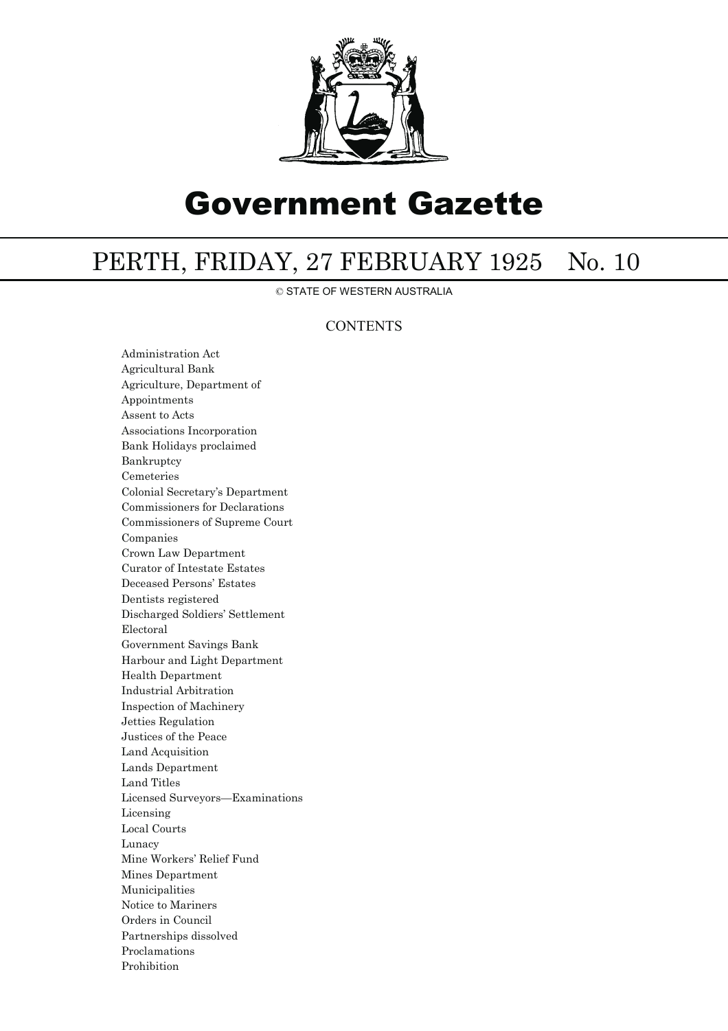# Government Gazette

## PERTH, FRIDAY, 27 FEBRUARY 1925 No. 10

© STATE OF WESTERN AUSTRALIA

### CONTENTS

Administration Act
Agricultural Bank
Agriculture, Department of
Appointments
Assent to Acts
Associations Incorporation
Bank Holidays proclaimed
Bankruptcy
Cemeteries
Colonial Secretary's Department
Commissioners for Declarations
Commissioners of Supreme Court
Companies
Crown Law Department
Curator of Intestate Estates
Deceased Persons' Estates
Dentists registered
Discharged Soldiers' Settlement
Electoral
Government Savings Bank
Harbour and Light Department
Health Department
Industrial Arbitration
Inspection of Machinery
Jetties Regulation
Justices of the Peace
Land Acquisition
Lands Department
Land Titles
Licensed Surveyors—Examinations
Licensing
Local Courts
Lunacy
Mine Workers' Relief Fund
Mines Department
Municipalities
Notice to Mariners
Orders in Council
Partnerships dissolved
Proclamations
Prohibition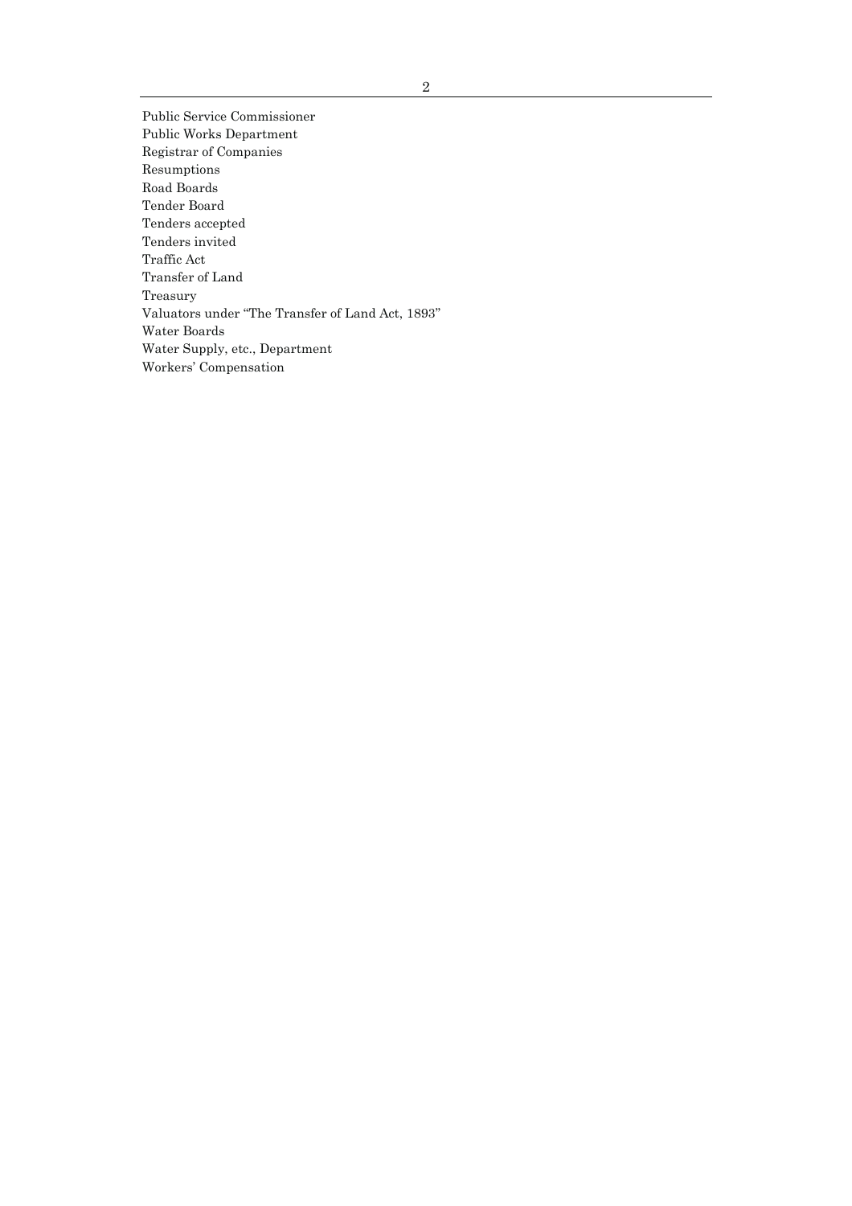Public Service Commissioner
Public Works Department
Registrar of Companies
Resumptions
Road Boards
Tender Board
Tenders accepted
Tenders invited
Traffic Act
Transfer of Land
Treasury
Valuators under "The Transfer of Land Act, 1893"
Water Boards
Water Supply, etc., Department
Workers' Compensation